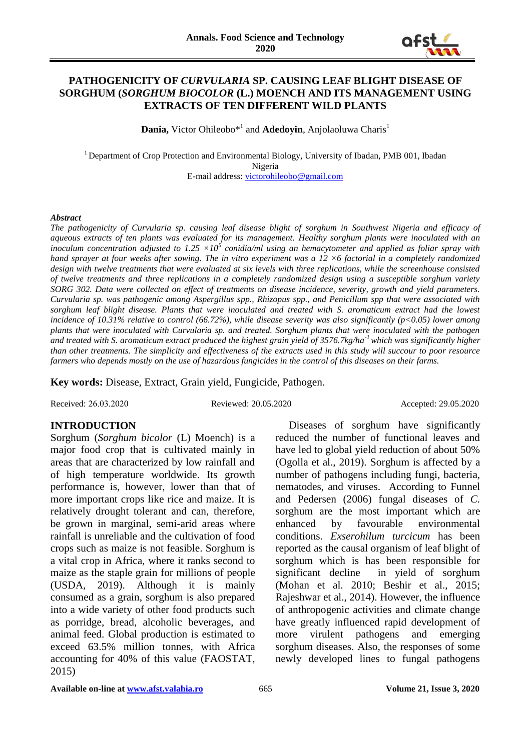# PATHOGENICITY OF *CURVULARIA* SP. CAUSING LEAF BLIGHT DISEASE OF SORGHUM (*SORGHUM BIOCOLOR* (L.) MOENCH AND ITS MANAGEMENT USING EXTRACTS OF TEN DIFFERENT WILD PLANTS

**Dania,** Victor Ohileobo*[1] and **Adedoyin**, Anjolaoluwa Charis[1]

[1] Department of Crop Protection and Environmental Biology, University of Ibadan, PMB 001, Ibadan Nigeria
E-mail address: victorohileobo@gmail.com

***Abstract***

*The pathogenicity of Curvularia sp. causing leaf disease blight of sorghum in Southwest Nigeria and efficacy of aqueous extracts of ten plants was evaluated for its management. Healthy sorghum plants were inoculated with an inoculum concentration adjusted to 1.25 $\times10^5$ conidia/ml using an hemacytometer and applied as foliar spray with hand sprayer at four weeks after sowing. The in vitro experiment was a 12 ×6 factorial in a completely randomized design with twelve treatments that were evaluated at six levels with three replications, while the screenhouse consisted of twelve treatments and three replications in a completely randomized design using a susceptible sorghum variety SORG 302. Data were collected on effect of treatments on disease incidence, severity, growth and yield parameters. Curvularia sp. was pathogenic among Aspergillus spp., Rhizopus spp., and Penicillum spp that were associated with sorghum leaf blight disease. Plants that were inoculated and treated with S. aromaticum extract had the lowest incidence of 10.31% relative to control (66.72%), while disease severity was also significantly ($p<0.05$) lower among plants that were inoculated with Curvularia sp. and treated. Sorghum plants that were inoculated with the pathogen and treated with S. aromaticum extract produced the highest grain yield of 3576.7kg/ha$^{-1}$ which was significantly higher than other treatments. The simplicity and effectiveness of the extracts used in this study will succour to poor resource farmers who depends mostly on the use of hazardous fungicides in the control of this diseases on their farms.*

**Key words:** Disease, Extract, Grain yield, Fungicide, Pathogen.

Received: 26.03.2020 Reviewed: 20.05.2020 Accepted: 29.05.2020

## INTRODUCTION

Sorghum (*Sorghum bicolor* (L) Moench) is a major food crop that is cultivated mainly in areas that are characterized by low rainfall and of high temperature worldwide. Its growth performance is, however, lower than that of more important crops like rice and maize. It is relatively drought tolerant and can, therefore, be grown in marginal, semi-arid areas where rainfall is unreliable and the cultivation of food crops such as maize is not feasible. Sorghum is a vital crop in Africa, where it ranks second to maize as the staple grain for millions of people (USDA, 2019). Although it is mainly consumed as a grain, sorghum is also prepared into a wide variety of other food products such as porridge, bread, alcoholic beverages, and animal feed. Global production is estimated to exceed 63.5% million tonnes, with Africa accounting for 40% of this value (FAOSTAT, 2015)

Diseases of sorghum have significantly reduced the number of functional leaves and have led to global yield reduction of about 50% (Ogolla et al., 2019). Sorghum is affected by a number of pathogens including fungi, bacteria, nematodes, and viruses. According to Funnel and Pedersen (2006) fungal diseases of *C.* sorghum are the most important which are enhanced by favourable environmental conditions. *Exserohilum turcicum* has been reported as the causal organism of leaf blight of sorghum which is has been responsible for significant decline in yield of sorghum (Mohan et al. 2010; Beshir et al., 2015; Rajeshwar et al., 2014). However, the influence of anthropogenic activities and climate change have greatly influenced rapid development of more virulent pathogens and emerging sorghum diseases. Also, the responses of some newly developed lines to fungal pathogens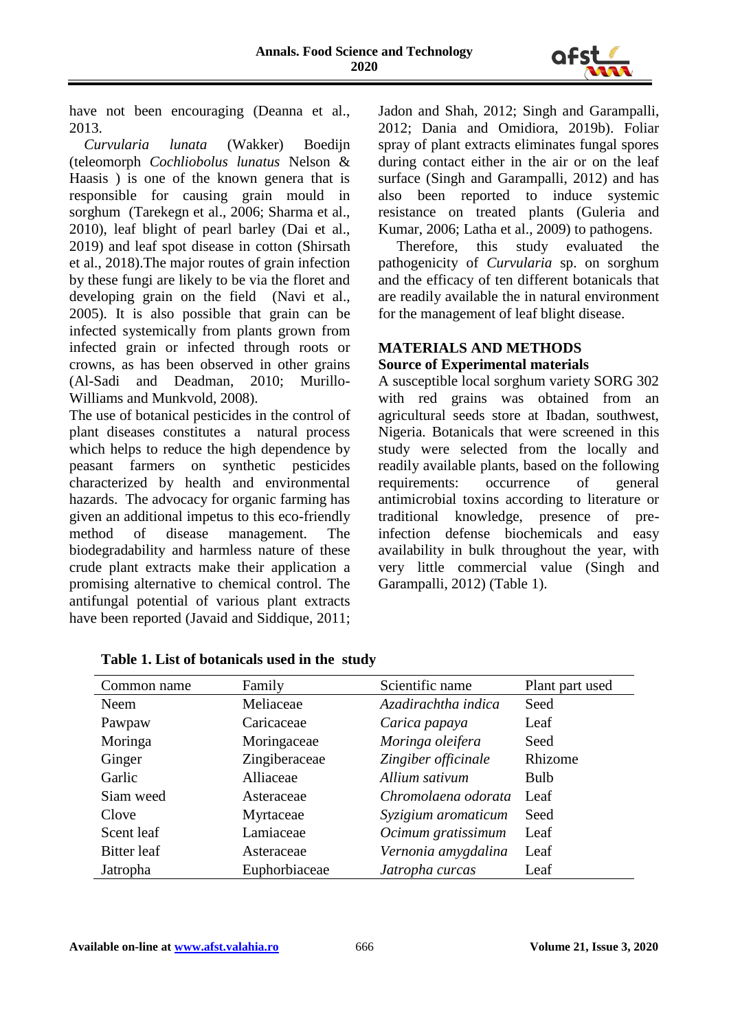have not been encouraging (Deanna et al., 2013.

*Curvularia lunata* (Wakker) Boedijn (teleomorph *Cochliobolus lunatus* Nelson & Haasis ) is one of the known genera that is responsible for causing grain mould in sorghum (Tarekegn et al., 2006; Sharma et al., 2010), leaf blight of pearl barley (Dai et al., 2019) and leaf spot disease in cotton (Shirsath et al., 2018).The major routes of grain infection by these fungi are likely to be via the floret and developing grain on the field (Navi et al., 2005). It is also possible that grain can be infected systemically from plants grown from infected grain or infected through roots or crowns, as has been observed in other grains (Al-Sadi and Deadman, 2010; Murillo-Williams and Munkvold, 2008).

The use of botanical pesticides in the control of plant diseases constitutes a natural process which helps to reduce the high dependence by peasant farmers on synthetic pesticides characterized by health and environmental hazards. The advocacy for organic farming has given an additional impetus to this eco-friendly method of disease management. The biodegradability and harmless nature of these crude plant extracts make their application a promising alternative to chemical control. The antifungal potential of various plant extracts have been reported (Javaid and Siddique, 2011; Jadon and Shah, 2012; Singh and Garampalli, 2012; Dania and Omidiora, 2019b). Foliar spray of plant extracts eliminates fungal spores during contact either in the air or on the leaf surface (Singh and Garampalli, 2012) and has also been reported to induce systemic resistance on treated plants (Guleria and Kumar, 2006; Latha et al., 2009) to pathogens.

Therefore, this study evaluated the pathogenicity of *Curvularia* sp. on sorghum and the efficacy of ten different botanicals that are readily available the in natural environment for the management of leaf blight disease.

## MATERIALS AND METHODS

### Source of Experimental materials

A susceptible local sorghum variety SORG 302 with red grains was obtained from an agricultural seeds store at Ibadan, southwest, Nigeria. Botanicals that were screened in this study were selected from the locally and readily available plants, based on the following requirements: occurrence of general antimicrobial toxins according to literature or traditional knowledge, presence of pre-infection defense biochemicals and easy availability in bulk throughout the year, with very little commercial value (Singh and Garampalli, 2012) (Table 1).

**Table 1. List of botanicals used in the study**

| Common name | Family | Scientific name | Plant part used |
|---|---|---|---|
| Neem | Meliaceae | *Azadirachtha indica* | Seed |
| Pawpaw | Caricaceae | *Carica papaya* | Leaf |
| Moringa | Moringaceae | *Moringa oleifera* | Seed |
| Ginger | Zingiberaceae | *Zingiber officinale* | Rhizome |
| Garlic | Alliaceae | *Allium sativum* | Bulb |
| Siam weed | Asteraceae | *Chromolaena odorata* | Leaf |
| Clove | Myrtaceae | *Syzigium aromaticum* | Seed |
| Scent leaf | Lamiaceae | *Ocimum gratissimum* | Leaf |
| Bitter leaf | Asteraceae | *Vernonia amygdalina* | Leaf |
| Jatropha | Euphorbiaceae | *Jatropha curcas* | Leaf |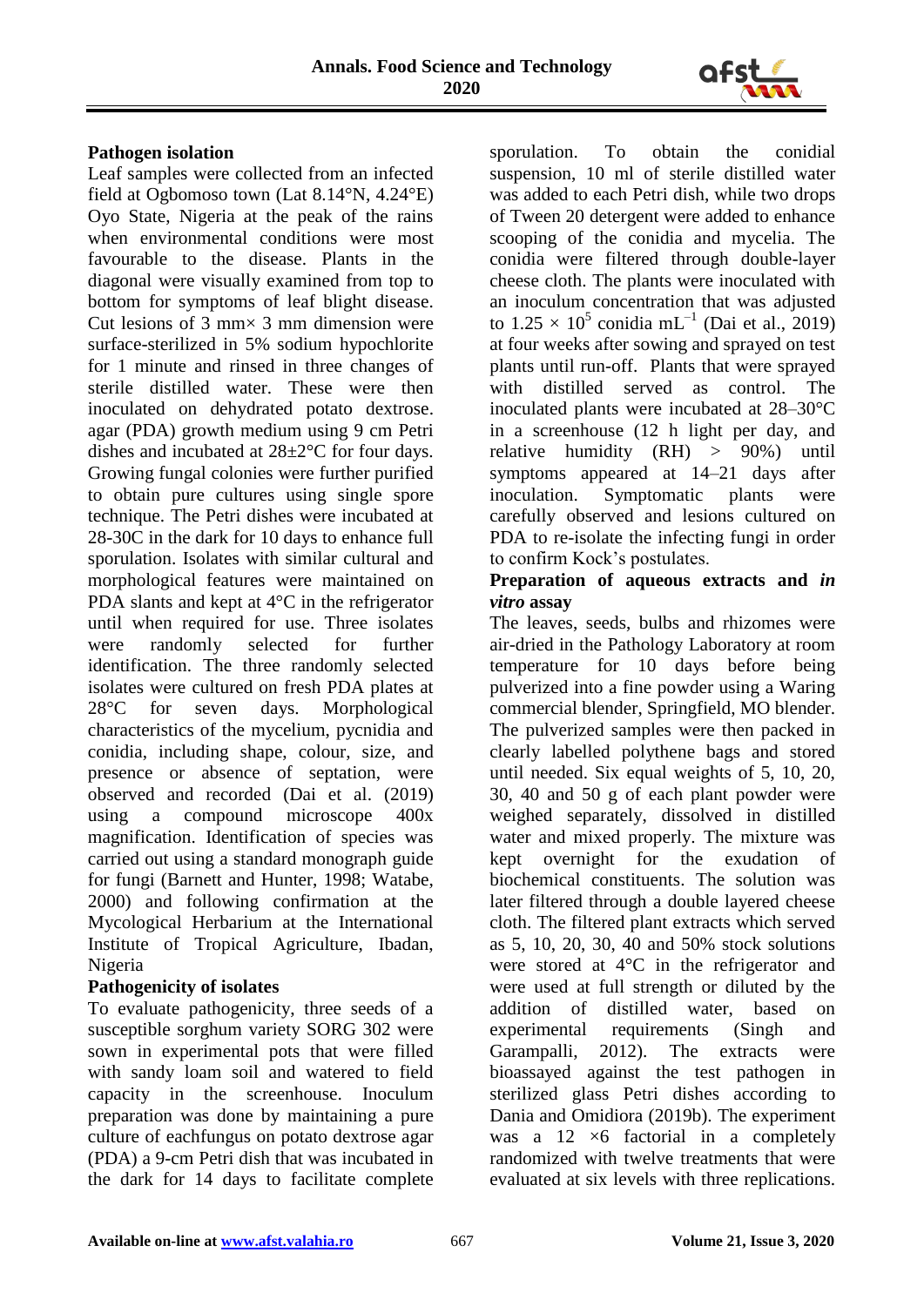## Pathogen isolation

Leaf samples were collected from an infected field at Ogbomoso town (Lat 8.14°N, 4.24°E) Oyo State, Nigeria at the peak of the rains when environmental conditions were most favourable to the disease. Plants in the diagonal were visually examined from top to bottom for symptoms of leaf blight disease. Cut lesions of 3 mm× 3 mm dimension were surface-sterilized in 5% sodium hypochlorite for 1 minute and rinsed in three changes of sterile distilled water. These were then inoculated on dehydrated potato dextrose. agar (PDA) growth medium using 9 cm Petri dishes and incubated at 28±2°C for four days. Growing fungal colonies were further purified to obtain pure cultures using single spore technique. The Petri dishes were incubated at 28-30C in the dark for 10 days to enhance full sporulation. Isolates with similar cultural and morphological features were maintained on PDA slants and kept at 4°C in the refrigerator until when required for use. Three isolates were randomly selected for further identification. The three randomly selected isolates were cultured on fresh PDA plates at 28°C for seven days. Morphological characteristics of the mycelium, pycnidia and conidia, including shape, colour, size, and presence or absence of septation, were observed and recorded (Dai et al. (2019) using a compound microscope 400x magnification. Identification of species was carried out using a standard monograph guide for fungi (Barnett and Hunter, 1998; Watabe, 2000) and following confirmation at the Mycological Herbarium at the International Institute of Tropical Agriculture, Ibadan, Nigeria

## Pathogenicity of isolates

To evaluate pathogenicity, three seeds of a susceptible sorghum variety SORG 302 were sown in experimental pots that were filled with sandy loam soil and watered to field capacity in the screenhouse. Inoculum preparation was done by maintaining a pure culture of eachfungus on potato dextrose agar (PDA) a 9-cm Petri dish that was incubated in the dark for 14 days to facilitate complete sporulation. To obtain the conidial suspension, 10 ml of sterile distilled water was added to each Petri dish, while two drops of Tween 20 detergent were added to enhance scooping of the conidia and mycelia. The conidia were filtered through double-layer cheese cloth. The plants were inoculated with an inoculum concentration that was adjusted to $1.25 \times 10^5$ conidia $mL^{-1}$ (Dai et al., 2019) at four weeks after sowing and sprayed on test plants until run-off. Plants that were sprayed with distilled served as control. The inoculated plants were incubated at 28–30°C in a screenhouse (12 h light per day, and relative humidity (RH) > 90%) until symptoms appeared at 14–21 days after inoculation. Symptomatic plants were carefully observed and lesions cultured on PDA to re-isolate the infecting fungi in order to confirm Kock's postulates.

## Preparation of aqueous extracts and *in vitro* assay

The leaves, seeds, bulbs and rhizomes were air-dried in the Pathology Laboratory at room temperature for 10 days before being pulverized into a fine powder using a Waring commercial blender, Springfield, MO blender. The pulverized samples were then packed in clearly labelled polythene bags and stored until needed. Six equal weights of 5, 10, 20, 30, 40 and 50 g of each plant powder were weighed separately, dissolved in distilled water and mixed properly. The mixture was kept overnight for the exudation of biochemical constituents. The solution was later filtered through a double layered cheese cloth. The filtered plant extracts which served as 5, 10, 20, 30, 40 and 50% stock solutions were stored at 4°C in the refrigerator and were used at full strength or diluted by the addition of distilled water, based on experimental requirements (Singh and Garampalli, 2012). The extracts were bioassayed against the test pathogen in sterilized glass Petri dishes according to Dania and Omidiora (2019b). The experiment was a 12 ×6 factorial in a completely randomized with twelve treatments that were evaluated at six levels with three replications.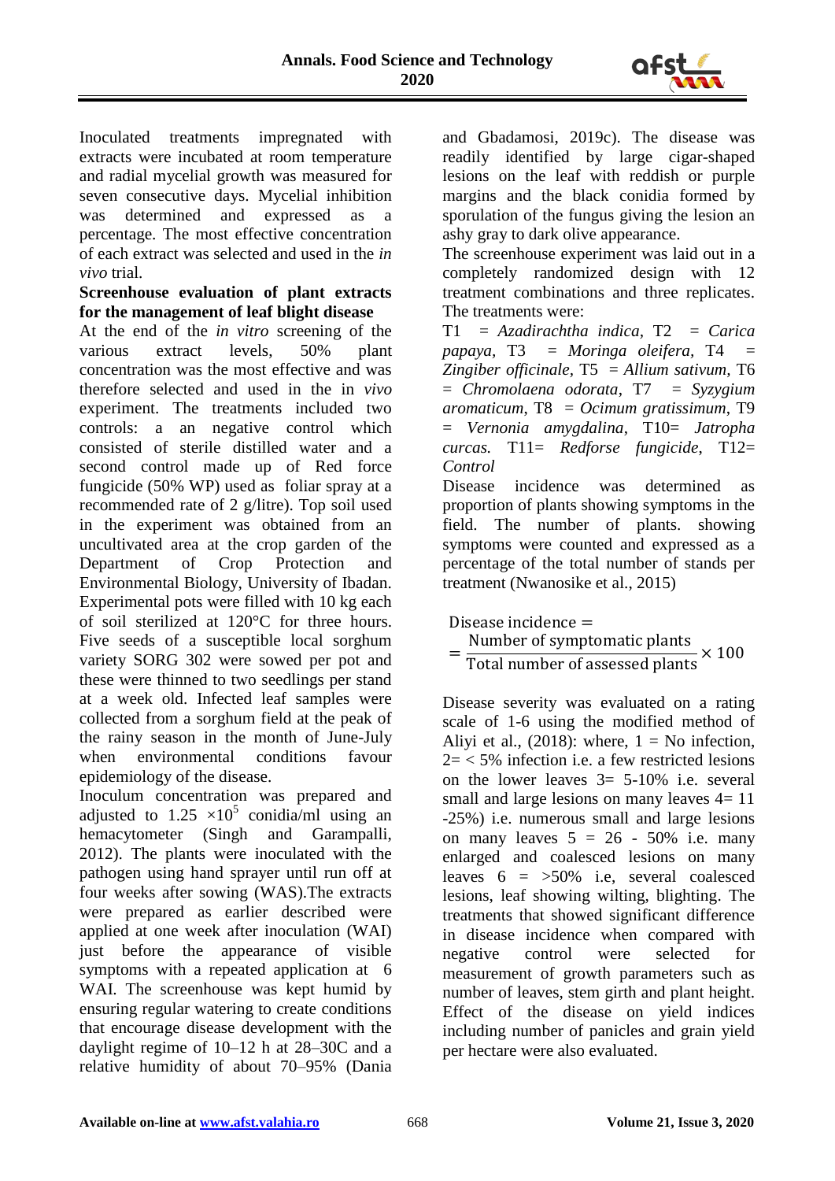Inoculated treatments impregnated with extracts were incubated at room temperature and radial mycelial growth was measured for seven consecutive days. Mycelial inhibition was determined and expressed as a percentage. The most effective concentration of each extract was selected and used in the *in vivo* trial.

**Screenhouse evaluation of plant extracts for the management of leaf blight disease**

At the end of the *in vitro* screening of the various extract levels, 50% plant concentration was the most effective and was therefore selected and used in the in *vivo* experiment. The treatments included two controls: a an negative control which consisted of sterile distilled water and a second control made up of Red force fungicide (50% WP) used as foliar spray at a recommended rate of 2 g/litre). Top soil used in the experiment was obtained from an uncultivated area at the crop garden of the Department of Crop Protection and Environmental Biology, University of Ibadan. Experimental pots were filled with 10 kg each of soil sterilized at 120°C for three hours. Five seeds of a susceptible local sorghum variety SORG 302 were sowed per pot and these were thinned to two seedlings per stand at a week old. Infected leaf samples were collected from a sorghum field at the peak of the rainy season in the month of June-July when environmental conditions favour epidemiology of the disease.

Inoculum concentration was prepared and adjusted to $1.25 \times 10^5$ conidia/ml using an hemacytometer (Singh and Garampalli, 2012). The plants were inoculated with the pathogen using hand sprayer until run off at four weeks after sowing (WAS).The extracts were prepared as earlier described were applied at one week after inoculation (WAI) just before the appearance of visible symptoms with a repeated application at 6 WAI. The screenhouse was kept humid by ensuring regular watering to create conditions that encourage disease development with the daylight regime of 10–12 h at 28–30C and a relative humidity of about 70–95% (Dania and Gbadamosi, 2019c). The disease was readily identified by large cigar-shaped lesions on the leaf with reddish or purple margins and the black conidia formed by sporulation of the fungus giving the lesion an ashy gray to dark olive appearance.

The screenhouse experiment was laid out in a completely randomized design with 12 treatment combinations and three replicates. The treatments were:

T1 = *Azadirachtha indica*, T2 = *Carica papaya*, T3 = *Moringa oleifera*, T4 = *Zingiber officinale*, T5 = *Allium sativum*, T6 = *Chromolaena odorata*, T7 = *Syzygium aromaticum*, T8 = *Ocimum gratissimum*, T9 = *Vernonia amygdalina*, T10= *Jatropha curcas.* T11= *Redforse fungicide*, T12= *Control*

Disease incidence was determined as proportion of plants showing symptoms in the field. The number of plants. showing symptoms were counted and expressed as a percentage of the total number of stands per treatment (Nwanosike et al., 2015)

$$\text{Disease incidence} = \frac{\text{Number of symptomatic plants}}{\text{Total number of assessed plants}} \times 100$$

Disease severity was evaluated on a rating scale of 1-6 using the modified method of Aliyi et al., (2018): where, 1 = No infection, 2= < 5% infection i.e. a few restricted lesions on the lower leaves 3= 5-10% i.e. several small and large lesions on many leaves 4= 11 -25%) i.e. numerous small and large lesions on many leaves 5 = 26 - 50% i.e. many enlarged and coalesced lesions on many leaves 6 = >50% i.e, several coalesced lesions, leaf showing wilting, blighting. The treatments that showed significant difference in disease incidence when compared with negative control were selected for measurement of growth parameters such as number of leaves, stem girth and plant height. Effect of the disease on yield indices including number of panicles and grain yield per hectare were also evaluated.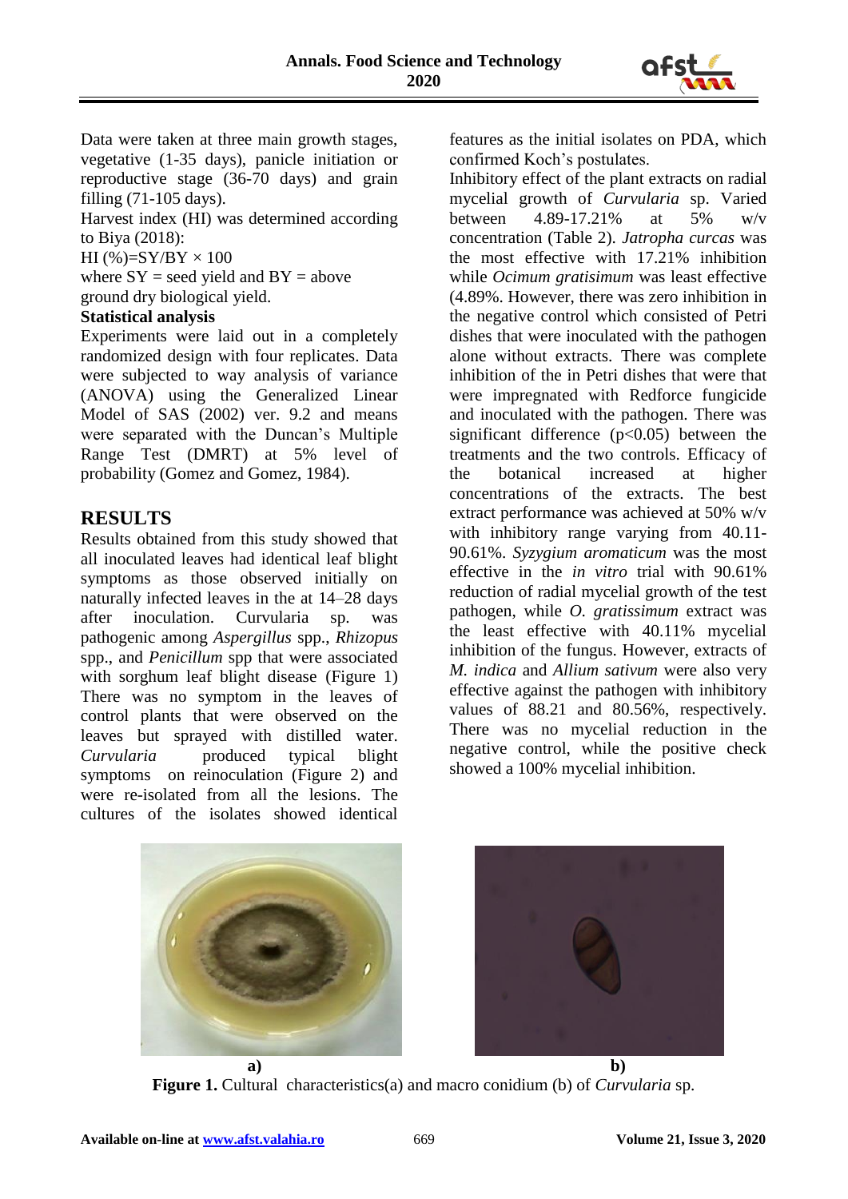Data were taken at three main growth stages, vegetative (1-35 days), panicle initiation or reproductive stage (36-70 days) and grain filling (71-105 days).

Harvest index (HI) was determined according to Biya (2018):

$$HI (\%) = SY/BY \times 100$$

where SY = seed yield and BY = above ground dry biological yield.

**Statistical analysis**

Experiments were laid out in a completely randomized design with four replicates. Data were subjected to way analysis of variance (ANOVA) using the Generalized Linear Model of SAS (2002) ver. 9.2 and means were separated with the Duncan's Multiple Range Test (DMRT) at 5% level of probability (Gomez and Gomez, 1984).

## RESULTS

Results obtained from this study showed that all inoculated leaves had identical leaf blight symptoms as those observed initially on naturally infected leaves in the at 14–28 days after inoculation. Curvularia sp. was pathogenic among *Aspergillus* spp., *Rhizopus* spp., and *Penicillum* spp that were associated with sorghum leaf blight disease (Figure 1) There was no symptom in the leaves of control plants that were observed on the leaves but sprayed with distilled water. *Curvularia* produced typical blight symptoms on reinoculation (Figure 2) and were re-isolated from all the lesions. The cultures of the isolates showed identical features as the initial isolates on PDA, which confirmed Koch's postulates.

Inhibitory effect of the plant extracts on radial mycelial growth of *Curvularia* sp. Varied between 4.89-17.21% at 5% w/v concentration (Table 2). *Jatropha curcas* was the most effective with 17.21% inhibition while *Ocimum gratisimum* was least effective (4.89%. However, there was zero inhibition in the negative control which consisted of Petri dishes that were inoculated with the pathogen alone without extracts. There was complete inhibition of the in Petri dishes that were that were impregnated with Redforce fungicide and inoculated with the pathogen. There was significant difference ($p<0.05$) between the treatments and the two controls. Efficacy of the botanical increased at higher concentrations of the extracts. The best extract performance was achieved at 50% w/v with inhibitory range varying from 40.11-90.61%. *Syzygium aromaticum* was the most effective in the *in vitro* trial with 90.61% reduction of radial mycelial growth of the test pathogen, while *O. gratissimum* extract was the least effective with 40.11% mycelial inhibition of the fungus. However, extracts of *M. indica* and *Allium sativum* were also very effective against the pathogen with inhibitory values of 88.21 and 80.56%, respectively. There was no mycelial reduction in the negative control, while the positive check showed a 100% mycelial inhibition.

a) b)

**Figure 1.** Cultural characteristics(a) and macro conidium (b) of *Curvularia* sp.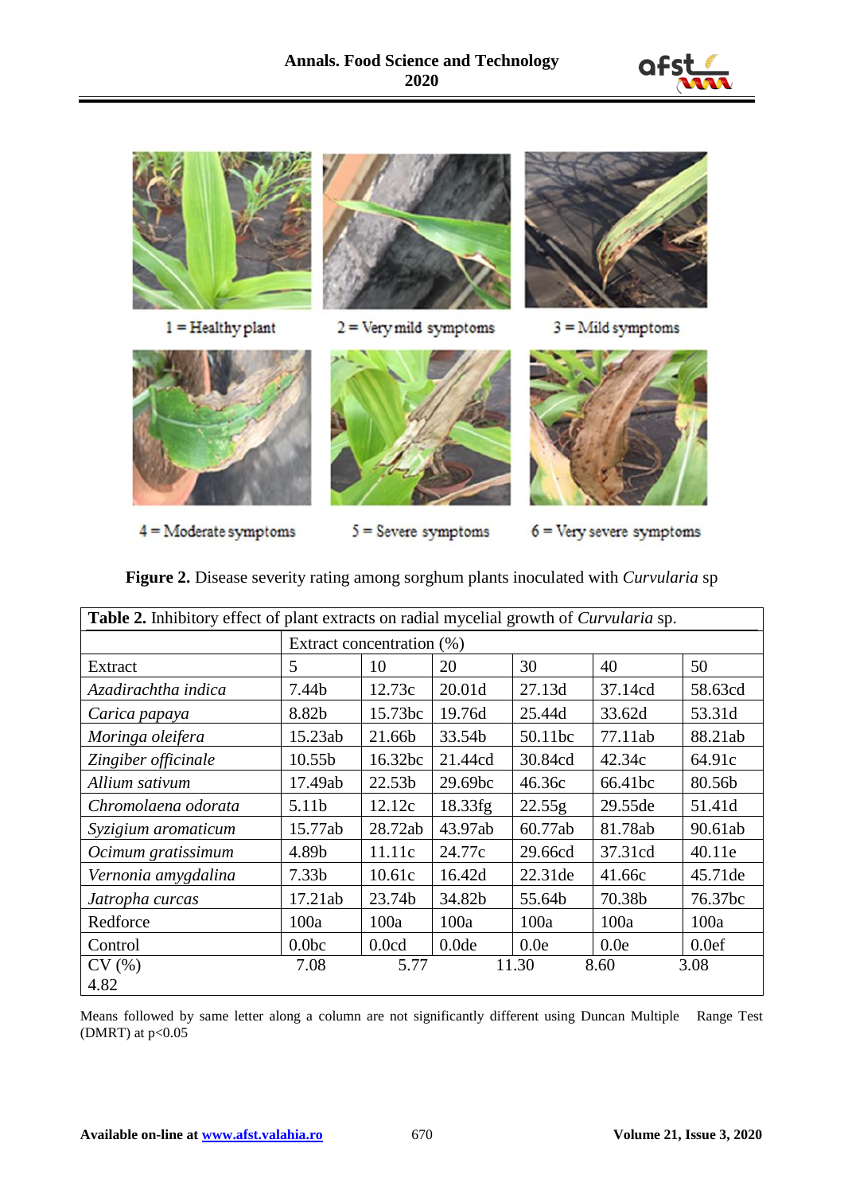1 = Healthy plant

2 = Very mild symptoms

3 = Mild symptoms

4 = Moderate symptoms

5 = Severe symptoms

6 = Very severe symptoms

**Figure 2.** Disease severity rating among sorghum plants inoculated with *Curvularia* sp

**Table 2.** Inhibitory effect of plant extracts on radial mycelial growth of *Curvularia* sp.

| | Extract concentration (%) | | | | | |
|---|---|---|---|---|---|---|
| Extract | 5 | 10 | 20 | 30 | 40 | 50 |
| *Azadirachtha indica* | 7.44b | 12.73c | 20.01d | 27.13d | 37.14cd | 58.63cd |
| *Carica papaya* | 8.82b | 15.73bc | 19.76d | 25.44d | 33.62d | 53.31d |
| *Moringa oleifera* | 15.23ab | 21.66b | 33.54b | 50.11bc | 77.11ab | 88.21ab |
| *Zingiber officinale* | 10.55b | 16.32bc | 21.44cd | 30.84cd | 42.34c | 64.91c |
| *Allium sativum* | 17.49ab | 22.53b | 29.69bc | 46.36c | 66.41bc | 80.56b |
| *Chromolaena odorata* | 5.11b | 12.12c | 18.33fg | 22.55g | 29.55de | 51.41d |
| *Syzigium aromaticum* | 15.77ab | 28.72ab | 43.97ab | 60.77ab | 81.78ab | 90.61ab |
| *Ocimum gratissimum* | 4.89b | 11.11c | 24.77c | 29.66cd | 37.31cd | 40.11e |
| *Vernonia amygdalina* | 7.33b | 10.61c | 16.42d | 22.31de | 41.66c | 45.71de |
| *Jatropha curcas* | 17.21ab | 23.74b | 34.82b | 55.64b | 70.38b | 76.37bc |
| Redforce | 100a | 100a | 100a | 100a | 100a | 100a |
| Control | 0.0bc | 0.0cd | 0.0de | 0.0e | 0.0e | 0.0ef |
| CV (%) 4.82 | 7.08 | 5.77 | 11.30 | 8.60 | 3.08 | |

Means followed by same letter along a column are not significantly different using Duncan Multiple Range Test (DMRT) at $p<0.05$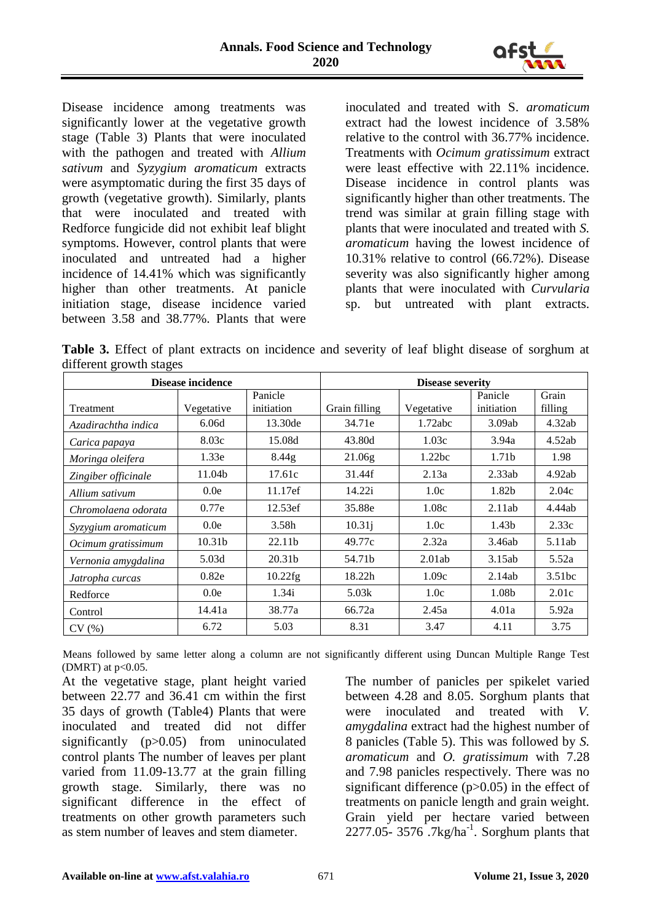Disease incidence among treatments was significantly lower at the vegetative growth stage (Table 3) Plants that were inoculated with the pathogen and treated with *Allium sativum* and *Syzygium aromaticum* extracts were asymptomatic during the first 35 days of growth (vegetative growth). Similarly, plants that were inoculated and treated with Redforce fungicide did not exhibit leaf blight symptoms. However, control plants that were inoculated and untreated had a higher incidence of 14.41% which was significantly higher than other treatments. At panicle initiation stage, disease incidence varied between 3.58 and 38.77%. Plants that were inoculated and treated with S. *aromaticum* extract had the lowest incidence of 3.58% relative to the control with 36.77% incidence. Treatments with *Ocimum gratissimum* extract were least effective with 22.11% incidence. Disease incidence in control plants was significantly higher than other treatments. The trend was similar at grain filling stage with plants that were inoculated and treated with *S. aromaticum* having the lowest incidence of 10.31% relative to control (66.72%). Disease severity was also significantly higher among plants that were inoculated with *Curvularia* sp. but untreated with plant extracts.

**Table 3.** Effect of plant extracts on incidence and severity of leaf blight disease of sorghum at different growth stages

| | **Disease incidence** | | | **Disease severity** | | |
|---|---|---|---|---|---|---|
| Treatment | Vegetative | Panicle initiation | Grain filling | Vegetative | Panicle initiation | Grain filling |
| *Azadirachtha indica* | 6.06d | 13.30de | 34.71e | 1.72abc | 3.09ab | 4.32ab |
| *Carica papaya* | 8.03c | 15.08d | 43.80d | 1.03c | 3.94a | 4.52ab |
| *Moringa oleifera* | 1.33e | 8.44g | 21.06g | 1.22bc | 1.71b | 1.98 |
| *Zingiber officinale* | 11.04b | 17.61c | 31.44f | 2.13a | 2.33ab | 4.92ab |
| *Allium sativum* | 0.0e | 11.17ef | 14.22i | 1.0c | 1.82b | 2.04c |
| *Chromolaena odorata* | 0.77e | 12.53ef | 35.88e | 1.08c | 2.11ab | 4.44ab |
| *Syzygium aromaticum* | 0.0e | 3.58h | 10.31j | 1.0c | 1.43b | 2.33c |
| *Ocimum gratissimum* | 10.31b | 22.11b | 49.77c | 2.32a | 3.46ab | 5.11ab |
| *Vernonia amygdalina* | 5.03d | 20.31b | 54.71b | 2.01ab | 3.15ab | 5.52a |
| *Jatropha curcas* | 0.82e | 10.22fg | 18.22h | 1.09c | 2.14ab | 3.51bc |
| Redforce | 0.0e | 1.34i | 5.03k | 1.0c | 1.08b | 2.01c |
| Control | 14.41a | 38.77a | 66.72a | 2.45a | 4.01a | 5.92a |
| CV (%) | 6.72 | 5.03 | 8.31 | 3.47 | 4.11 | 3.75 |

Means followed by same letter along a column are not significantly different using Duncan Multiple Range Test (DMRT) at p<0.05.

At the vegetative stage, plant height varied between 22.77 and 36.41 cm within the first 35 days of growth (Table4) Plants that were inoculated and treated did not differ significantly (p>0.05) from uninoculated control plants The number of leaves per plant varied from 11.09-13.77 at the grain filling growth stage. Similarly, there was no significant difference in the effect of treatments on other growth parameters such as stem number of leaves and stem diameter.

The number of panicles per spikelet varied between 4.28 and 8.05. Sorghum plants that were inoculated and treated with *V. amygdalina* extract had the highest number of 8 panicles (Table 5). This was followed by *S. aromaticum* and *O. gratissimum* with 7.28 and 7.98 panicles respectively. There was no significant difference (p>0.05) in the effect of treatments on panicle length and grain weight. Grain yield per hectare varied between 2277.05- 3576 .7kg/ha$^{-1}$. Sorghum plants that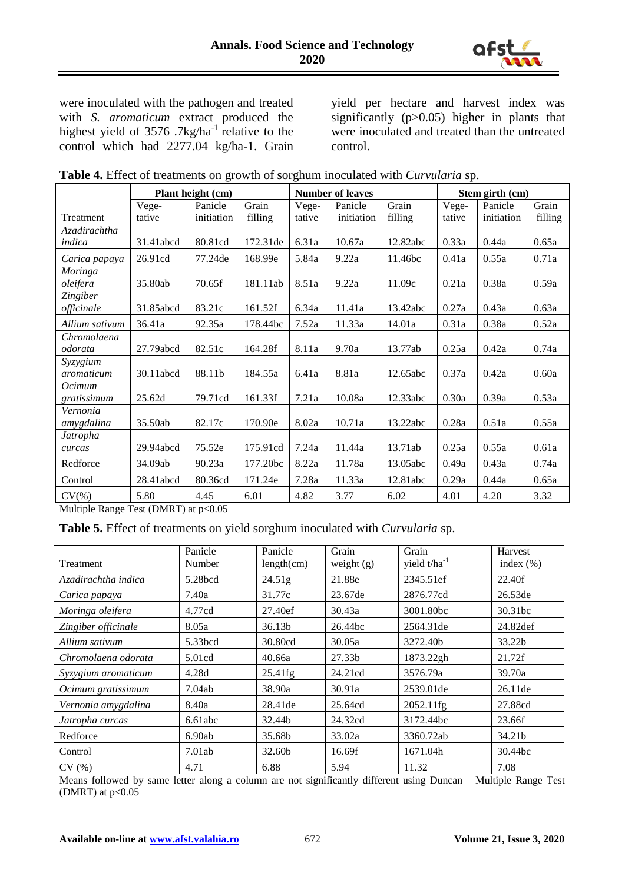were inoculated with the pathogen and treated with *S. aromaticum* extract produced the highest yield of 3576 .7kg/ha$^{-1}$ relative to the control which had 2277.04 kg/ha-1. Grain yield per hectare and harvest index was significantly (p>0.05) higher in plants that were inoculated and treated than the untreated control.

**Table 4.** Effect of treatments on growth of sorghum inoculated with *Curvularia* sp.

| | Plant height (cm) | | | Number of leaves | | | Stem girth (cm) | | |
|---|---|---|---|---|---|---|---|---|---|
| Treatment | Vege-tative | Panicle initiation | Grain filling | Vege-tative | Panicle initiation | Grain filling | Vege-tative | Panicle initiation | Grain filling |
| *Azadirachtha indica* | 31.41abcd | 80.81cd | 172.31de | 6.31a | 10.67a | 12.82abc | 0.33a | 0.44a | 0.65a |
| *Carica papaya* | 26.91cd | 77.24de | 168.99e | 5.84a | 9.22a | 11.46bc | 0.41a | 0.55a | 0.71a |
| *Moringa oleifera* | 35.80ab | 70.65f | 181.11ab | 8.51a | 9.22a | 11.09c | 0.21a | 0.38a | 0.59a |
| *Zingiber officinale* | 31.85abcd | 83.21c | 161.52f | 6.34a | 11.41a | 13.42abc | 0.27a | 0.43a | 0.63a |
| *Allium sativum* | 36.41a | 92.35a | 178.44bc | 7.52a | 11.33a | 14.01a | 0.31a | 0.38a | 0.52a |
| *Chromolaena odorata* | 27.79abcd | 82.51c | 164.28f | 8.11a | 9.70a | 13.77ab | 0.25a | 0.42a | 0.74a |
| *Syzygium aromaticum* | 30.11abcd | 88.11b | 184.55a | 6.41a | 8.81a | 12.65abc | 0.37a | 0.42a | 0.60a |
| *Ocimum gratissimum* | 25.62d | 79.71cd | 161.33f | 7.21a | 10.08a | 12.33abc | 0.30a | 0.39a | 0.53a |
| *Vernonia amygdalina* | 35.50ab | 82.17c | 170.90e | 8.02a | 10.71a | 13.22abc | 0.28a | 0.51a | 0.55a |
| *Jatropha curcas* | 29.94abcd | 75.52e | 175.91cd | 7.24a | 11.44a | 13.71ab | 0.25a | 0.55a | 0.61a |
| Redforce | 34.09ab | 90.23a | 177.20bc | 8.22a | 11.78a | 13.05abc | 0.49a | 0.43a | 0.74a |
| Control | 28.41abcd | 80.36cd | 171.24e | 7.28a | 11.33a | 12.81abc | 0.29a | 0.44a | 0.65a |
| CV(%) | 5.80 | 4.45 | 6.01 | 4.82 | 3.77 | 6.02 | 4.01 | 4.20 | 3.32 |

Multiple Range Test (DMRT) at p<0.05

**Table 5.** Effect of treatments on yield sorghum inoculated with *Curvularia* sp.

| Treatment | Panicle Number | Panicle length(cm) | Grain weight (g) | Grain yield t/ha$^{-1}$ | Harvest index (%) |
|---|---|---|---|---|---|
| *Azadirachtha indica* | 5.28bcd | 24.51g | 21.88e | 2345.51ef | 22.40f |
| *Carica papaya* | 7.40a | 31.77c | 23.67de | 2876.77cd | 26.53de |
| *Moringa oleifera* | 4.77cd | 27.40ef | 30.43a | 3001.80bc | 30.31bc |
| *Zingiber officinale* | 8.05a | 36.13b | 26.44bc | 2564.31de | 24.82def |
| *Allium sativum* | 5.33bcd | 30.80cd | 30.05a | 3272.40b | 33.22b |
| *Chromolaena odorata* | 5.01cd | 40.66a | 27.33b | 1873.22gh | 21.72f |
| *Syzygium aromaticum* | 4.28d | 25.41fg | 24.21cd | 3576.79a | 39.70a |
| *Ocimum gratissimum* | 7.04ab | 38.90a | 30.91a | 2539.01de | 26.11de |
| *Vernonia amygdalina* | 8.40a | 28.41de | 25.64cd | 2052.11fg | 27.88cd |
| *Jatropha curcas* | 6.61abc | 32.44b | 24.32cd | 3172.44bc | 23.66f |
| Redforce | 6.90ab | 35.68b | 33.02a | 3360.72ab | 34.21b |
| Control | 7.01ab | 32.60b | 16.69f | 1671.04h | 30.44bc |
| CV (%) | 4.71 | 6.88 | 5.94 | 11.32 | 7.08 |

Means followed by same letter along a column are not significantly different using Duncan Multiple Range Test (DMRT) at p<0.05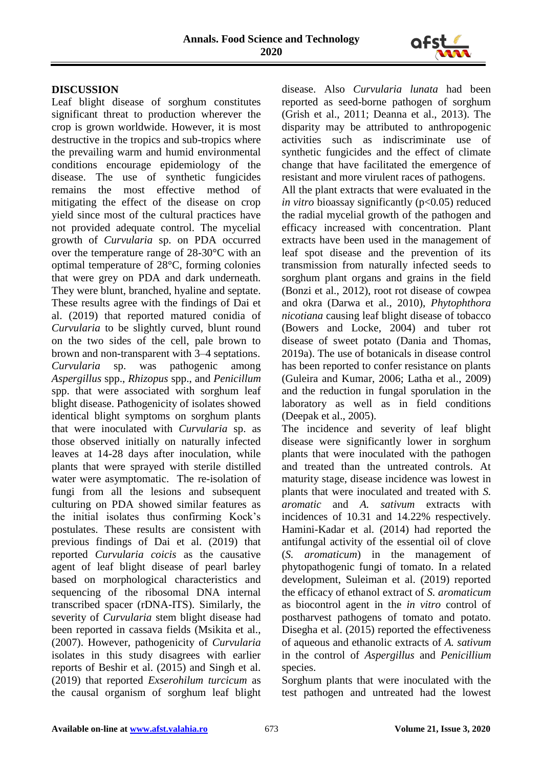## DISCUSSION

Leaf blight disease of sorghum constitutes significant threat to production wherever the crop is grown worldwide. However, it is most destructive in the tropics and sub-tropics where the prevailing warm and humid environmental conditions encourage epidemiology of the disease. The use of synthetic fungicides remains the most effective method of mitigating the effect of the disease on crop yield since most of the cultural practices have not provided adequate control. The mycelial growth of *Curvularia* sp. on PDA occurred over the temperature range of 28-30°C with an optimal temperature of 28°C, forming colonies that were grey on PDA and dark underneath. They were blunt, branched, hyaline and septate. These results agree with the findings of Dai et al. (2019) that reported matured conidia of *Curvularia* to be slightly curved, blunt round on the two sides of the cell, pale brown to brown and non-transparent with 3–4 septations. *Curvularia* sp. was pathogenic among *Aspergillus* spp., *Rhizopus* spp., and *Penicillum* spp. that were associated with sorghum leaf blight disease. Pathogenicity of isolates showed identical blight symptoms on sorghum plants that were inoculated with *Curvularia* sp. as those observed initially on naturally infected leaves at 14-28 days after inoculation, while plants that were sprayed with sterile distilled water were asymptomatic. The re-isolation of fungi from all the lesions and subsequent culturing on PDA showed similar features as the initial isolates thus confirming Kock's postulates. These results are consistent with previous findings of Dai et al. (2019) that reported *Curvularia coicis* as the causative agent of leaf blight disease of pearl barley based on morphological characteristics and sequencing of the ribosomal DNA internal transcribed spacer (rDNA-ITS). Similarly, the severity of *Curvularia* stem blight disease had been reported in cassava fields (Msikita et al., (2007). However, pathogenicity of *Curvularia* isolates in this study disagrees with earlier reports of Beshir et al. (2015) and Singh et al. (2019) that reported *Exserohilum turcicum* as the causal organism of sorghum leaf blight disease. Also *Curvularia lunata* had been reported as seed-borne pathogen of sorghum (Grish et al., 2011; Deanna et al., 2013). The disparity may be attributed to anthropogenic activities such as indiscriminate use of synthetic fungicides and the effect of climate change that have facilitated the emergence of resistant and more virulent races of pathogens.

All the plant extracts that were evaluated in the *in vitro* bioassay significantly ($p<0.05$) reduced the radial mycelial growth of the pathogen and efficacy increased with concentration. Plant extracts have been used in the management of leaf spot disease and the prevention of its transmission from naturally infected seeds to sorghum plant organs and grains in the field (Bonzi et al., 2012), root rot disease of cowpea and okra (Darwa et al., 2010), *Phytophthora nicotiana* causing leaf blight disease of tobacco (Bowers and Locke, 2004) and tuber rot disease of sweet potato (Dania and Thomas, 2019a). The use of botanicals in disease control has been reported to confer resistance on plants (Guleira and Kumar, 2006; Latha et al., 2009) and the reduction in fungal sporulation in the laboratory as well as in field conditions (Deepak et al., 2005).

The incidence and severity of leaf blight disease were significantly lower in sorghum plants that were inoculated with the pathogen and treated than the untreated controls. At maturity stage, disease incidence was lowest in plants that were inoculated and treated with *S. aromatic* and *A. sativum* extracts with incidences of 10.31 and 14.22% respectively. Hamini-Kadar et al. (2014) had reported the antifungal activity of the essential oil of clove (*S. aromaticum*) in the management of phytopathogenic fungi of tomato. In a related development, Suleiman et al. (2019) reported the efficacy of ethanol extract of *S. aromaticum* as biocontrol agent in the *in vitro* control of postharvest pathogens of tomato and potato. Disegha et al. (2015) reported the effectiveness of aqueous and ethanolic extracts of *A. sativum* in the control of *Aspergillus* and *Penicillium* species.

Sorghum plants that were inoculated with the test pathogen and untreated had the lowest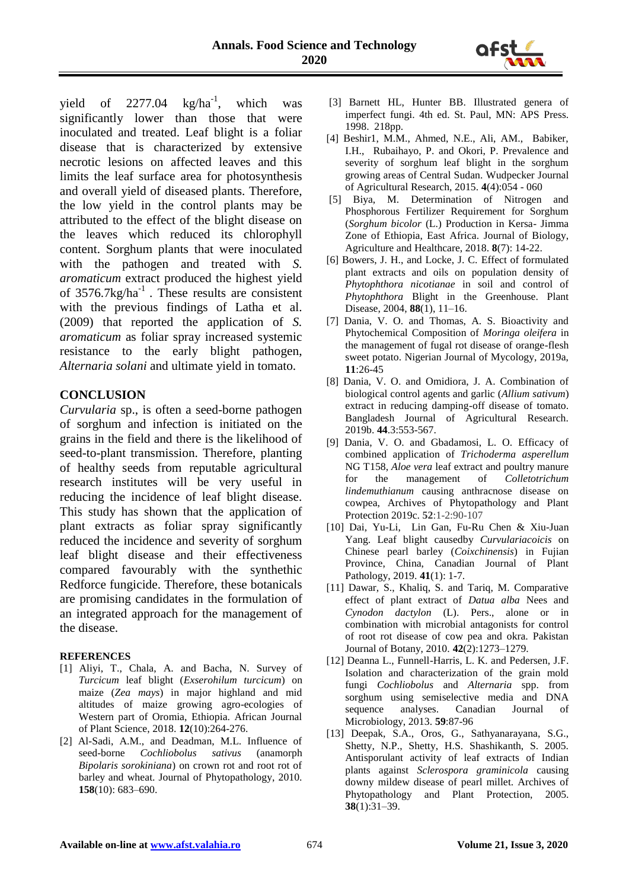yield of 2277.04 kg/ha$^{-1}$, which was significantly lower than those that were inoculated and treated. Leaf blight is a foliar disease that is characterized by extensive necrotic lesions on affected leaves and this limits the leaf surface area for photosynthesis and overall yield of diseased plants. Therefore, the low yield in the control plants may be attributed to the effect of the blight disease on the leaves which reduced its chlorophyll content. Sorghum plants that were inoculated with the pathogen and treated with *S. aromaticum* extract produced the highest yield of 3576.7kg/ha$^{-1}$ . These results are consistent with the previous findings of Latha et al. (2009) that reported the application of *S. aromaticum* as foliar spray increased systemic resistance to the early blight pathogen, *Alternaria solani* and ultimate yield in tomato.

## CONCLUSION

*Curvularia* sp., is often a seed-borne pathogen of sorghum and infection is initiated on the grains in the field and there is the likelihood of seed-to-plant transmission. Therefore, planting of healthy seeds from reputable agricultural research institutes will be very useful in reducing the incidence of leaf blight disease. This study has shown that the application of plant extracts as foliar spray significantly reduced the incidence and severity of sorghum leaf blight disease and their effectiveness compared favourably with the synthethic Redforce fungicide. Therefore, these botanicals are promising candidates in the formulation of an integrated approach for the management of the disease.

### REFERENCES

[1] Aliyi, T., Chala, A. and Bacha, N. Survey of *Turcicum* leaf blight (*Exserohilum turcicum*) on maize (*Zea mays*) in major highland and mid altitudes of maize growing agro-ecologies of Western part of Oromia, Ethiopia. African Journal of Plant Science, 2018. **12**(10):264-276.

[2] Al-Sadi, A.M., and Deadman, M.L. Influence of seed-borne *Cochliobolus sativus* (anamorph *Bipolaris sorokiniana*) on crown rot and root rot of barley and wheat. Journal of Phytopathology, 2010. **158**(10): 683–690.

[3] Barnett HL, Hunter BB. Illustrated genera of imperfect fungi. 4th ed. St. Paul, MN: APS Press. 1998. 218pp.

[4] Beshir1, M.M., Ahmed, N.E., Ali, AM., Babiker, I.H., Rubaihayo, P. and Okori, P. Prevalence and severity of sorghum leaf blight in the sorghum growing areas of Central Sudan. Wudpecker Journal of Agricultural Research, 2015. **4**(4):054 - 060

[5] Biya, M. Determination of Nitrogen and Phosphorous Fertilizer Requirement for Sorghum (*Sorghum bicolor* (L.) Production in Kersa- Jimma Zone of Ethiopia, East Africa. Journal of Biology, Agriculture and Healthcare, 2018. **8**(7): 14-22.

[6] Bowers, J. H., and Locke, J. C. Effect of formulated plant extracts and oils on population density of *Phytophthora nicotianae* in soil and control of *Phytophthora* Blight in the Greenhouse. Plant Disease, 2004, **88**(1), 11–16.

[7] Dania, V. O. and Thomas, A. S. Bioactivity and Phytochemical Composition of *Moringa oleifera* in the management of fugal rot disease of orange-flesh sweet potato. Nigerian Journal of Mycology, 2019a, **11**:26-45

[8] Dania, V. O. and Omidiora, J. A. Combination of biological control agents and garlic (*Allium sativum*) extract in reducing damping-off disease of tomato. Bangladesh Journal of Agricultural Research. 2019b. **44**.3:553-567.

[9] Dania, V. O. and Gbadamosi, L. O. Efficacy of combined application of *Trichoderma asperellum* NG T158, *Aloe vera* leaf extract and poultry manure for the management of *Colletotrichum lindemuthianum* causing anthracnose disease on cowpea, Archives of Phytopathology and Plant Protection 2019c. **52**:1-2:90-107

[10] Dai, Yu-Li, Lin Gan, Fu-Ru Chen & Xiu-Juan Yang. Leaf blight causedby *Curvulariacoicis* on Chinese pearl barley (*Coixchinensis*) in Fujian Province, China, Canadian Journal of Plant Pathology, 2019. **41**(1): 1-7.

[11] Dawar, S., Khaliq, S. and Tariq, M. Comparative effect of plant extract of *Datua alba* Nees and *Cynodon dactylon* (L). Pers., alone or in combination with microbial antagonists for control of root rot disease of cow pea and okra. Pakistan Journal of Botany, 2010. **42**(2):1273–1279.

[12] Deanna L., Funnell-Harris, L. K. and Pedersen, J.F. Isolation and characterization of the grain mold fungi *Cochliobolus* and *Alternaria* spp. from sorghum using semiselective media and DNA sequence analyses. Canadian Journal of Microbiology, 2013. **59**:87-96

[13] Deepak, S.A., Oros, G., Sathyanarayana, S.G., Shetty, N.P., Shetty, H.S. Shashikanth, S. 2005. Antisporulant activity of leaf extracts of Indian plants against *Sclerospora graminicola* causing downy mildew disease of pearl millet. Archives of Phytopathology and Plant Protection, 2005. **38**(1):31–39.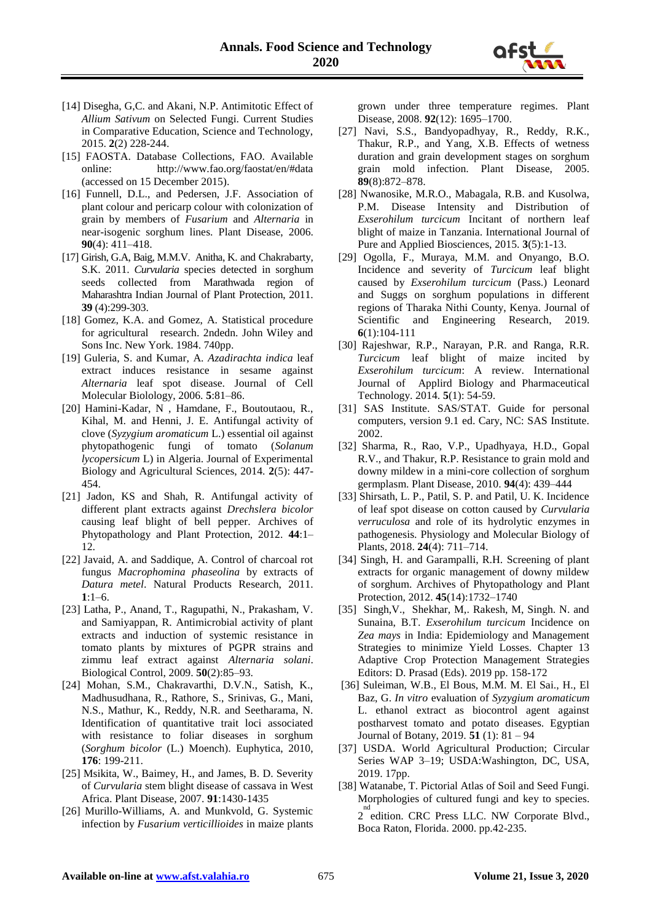[14] Disegha, G,C. and Akani, N.P. Antimitotic Effect of *Allium Sativum* on Selected Fungi. Current Studies in Comparative Education, Science and Technology, 2015. **2**(2) 228-244.

[15] FAOSTA. Database Collections, FAO. Available online: http://www.fao.org/faostat/en/#data (accessed on 15 December 2015).

[16] Funnell, D.L., and Pedersen, J.F. Association of plant colour and pericarp colour with colonization of grain by members of *Fusarium* and *Alternaria* in near-isogenic sorghum lines. Plant Disease, 2006. **90**(4): 411–418.

[17] Girish, G.A, Baig, M.M.V. Anitha, K. and Chakrabarty, S.K. 2011. *Curvularia* species detected in sorghum seeds collected from Marathwada region of Maharashtra Indian Journal of Plant Protection, 2011. **39** (4):299-303.

[18] Gomez, K.A. and Gomez, A. Statistical procedure for agricultural research. 2ndedn. John Wiley and Sons Inc. New York. 1984. 740pp.

[19] Guleria, S. and Kumar, A. *Azadirachta indica* leaf extract induces resistance in sesame against *Alternaria* leaf spot disease. Journal of Cell Molecular Biolology, 2006. **5**:81–86.

[20] Hamini-Kadar, N , Hamdane, F., Boutoutaou, R., Kihal, M. and Henni, J. E. Antifungal activity of clove (*Syzygium aromaticum* L.) essential oil against phytopathogenic fungi of tomato (*Solanum lycopersicum* L) in Algeria. Journal of Experimental Biology and Agricultural Sciences, 2014. **2**(5): 447-454.

[21] Jadon, KS and Shah, R. Antifungal activity of different plant extracts against *Drechslera bicolor* causing leaf blight of bell pepper. Archives of Phytopathology and Plant Protection, 2012. **44**:1–12.

[22] Javaid, A. and Saddique, A. Control of charcoal rot fungus *Macrophomina phaseolina* by extracts of *Datura metel*. Natural Products Research, 2011. **1**:1–6.

[23] Latha, P., Anand, T., Ragupathi, N., Prakasham, V. and Samiyappan, R. Antimicrobial activity of plant extracts and induction of systemic resistance in tomato plants by mixtures of PGPR strains and zimmu leaf extract against *Alternaria solani*. Biological Control, 2009. **50**(2):85–93.

[24] Mohan, S.M., Chakravarthi, D.V.N., Satish, K., Madhusudhana, R., Rathore, S., Srinivas, G., Mani, N.S., Mathur, K., Reddy, N.R. and Seetharama, N. Identification of quantitative trait loci associated with resistance to foliar diseases in sorghum (*Sorghum bicolor* (L.) Moench). Euphytica, 2010, **176**: 199-211.

[25] Msikita, W., Baimey, H., and James, B. D. Severity of *Curvularia* stem blight disease of cassava in West Africa. Plant Disease, 2007. **91**:1430-1435

[26] Murillo-Williams, A. and Munkvold, G. Systemic infection by *Fusarium verticillioides* in maize plants grown under three temperature regimes. Plant Disease, 2008. **92**(12): 1695–1700.

[27] Navi, S.S., Bandyopadhyay, R., Reddy, R.K., Thakur, R.P., and Yang, X.B. Effects of wetness duration and grain development stages on sorghum grain mold infection. Plant Disease, 2005. **89**(8):872–878.

[28] Nwanosike, M.R.O., Mabagala, R.B. and Kusolwa, P.M. Disease Intensity and Distribution of *Exserohilum turcicum* Incitant of northern leaf blight of maize in Tanzania. International Journal of Pure and Applied Biosciences, 2015. **3**(5):1-13.

[29] Ogolla, F., Muraya, M.M. and Onyango, B.O. Incidence and severity of *Turcicum* leaf blight caused by *Exserohilum turcicum* (Pass.) Leonard and Suggs on sorghum populations in different regions of Tharaka Nithi County, Kenya. Journal of Scientific and Engineering Research, 2019. **6**(1):104-111

[30] Rajeshwar, R.P., Narayan, P.R. and Ranga, R.R. *Turcicum* leaf blight of maize incited by *Exserohilum turcicum*: A review. International Journal of Applird Biology and Pharmaceutical Technology. 2014. **5**(1): 54-59.

[31] SAS Institute. SAS/STAT. Guide for personal computers, version 9.1 ed. Cary, NC: SAS Institute. 2002.

[32] Sharma, R., Rao, V.P., Upadhyaya, H.D., Gopal R.V., and Thakur, R.P. Resistance to grain mold and downy mildew in a mini-core collection of sorghum germplasm. Plant Disease, 2010. **94**(4): 439–444

[33] Shirsath, L. P., Patil, S. P. and Patil, U. K. Incidence of leaf spot disease on cotton caused by *Curvularia verruculosa* and role of its hydrolytic enzymes in pathogenesis. Physiology and Molecular Biology of Plants, 2018. **24**(4): 711–714.

[34] Singh, H. and Garampalli, R.H. Screening of plant extracts for organic management of downy mildew of sorghum. Archives of Phytopathology and Plant Protection, 2012. **45**(14):1732–1740

[35] Singh,V., Shekhar, M,. Rakesh, M, Singh. N. and Sunaina, B.T. *Exserohilum turcicum* Incidence on *Zea mays* in India: Epidemiology and Management Strategies to minimize Yield Losses. Chapter 13 Adaptive Crop Protection Management Strategies Editors: D. Prasad (Eds). 2019 pp. 158-172

[36] Suleiman, W.B., El Bous, M.M. M. El Sai., H., El Baz, G. *In vitro* evaluation of *Syzygium aromaticum* L. ethanol extract as biocontrol agent against postharvest tomato and potato diseases. Egyptian Journal of Botany, 2019. **51** (1): 81 – 94

[37] USDA. World Agricultural Production; Circular Series WAP 3–19; USDA:Washington, DC, USA, 2019. 17pp.

[38] Watanabe, T. Pictorial Atlas of Soil and Seed Fungi. Morphologies of cultured fungi and key to species. 2nd edition. CRC Press LLC. NW Corporate Blvd., Boca Raton, Florida. 2000. pp.42-235.